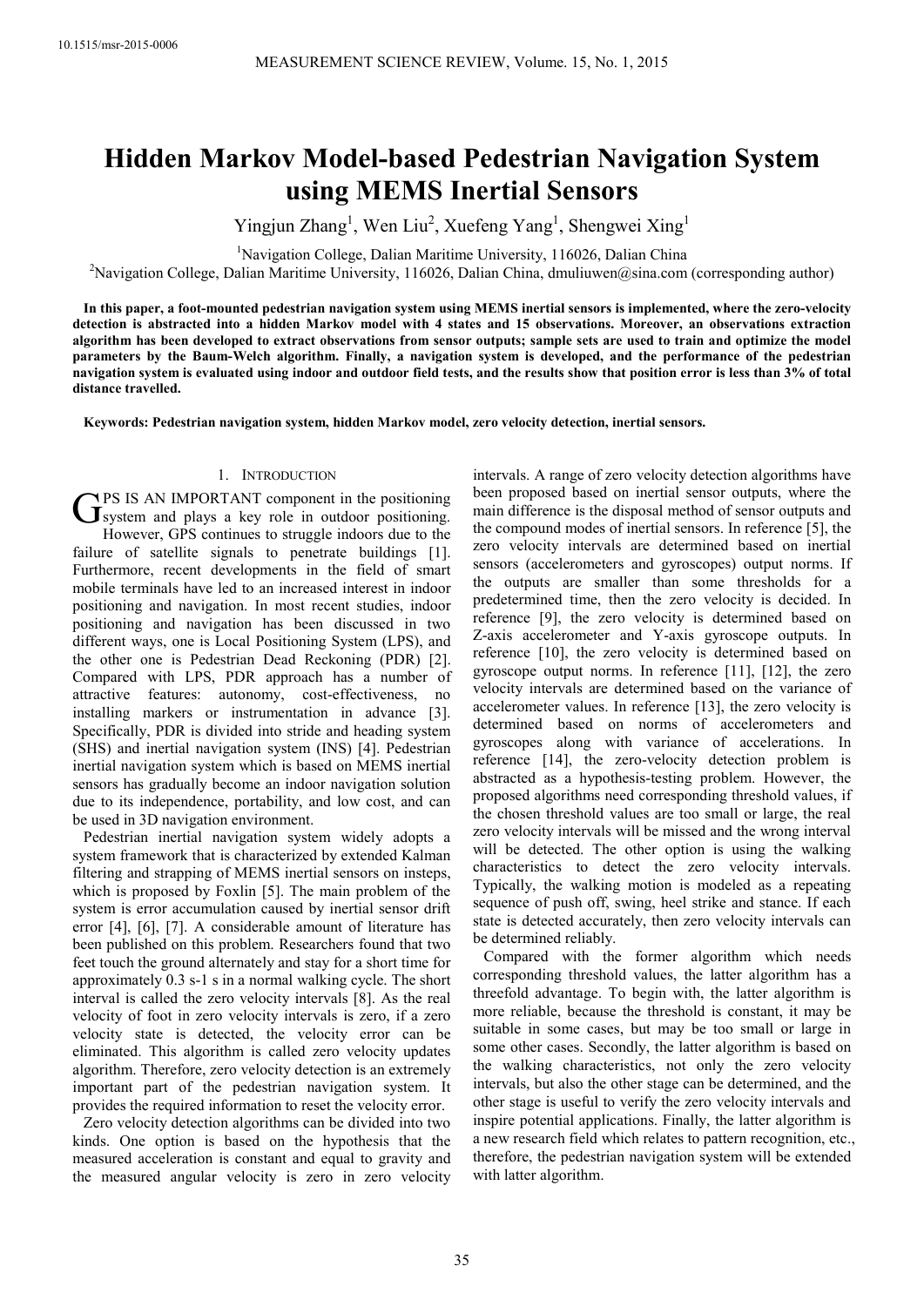# Hidden Markov Model-based Pedestrian Navigation System using MEMS Inertial Sensors

Yingjun Zhang[1], Wen Liu[2], Xuefeng Yang[1], Shengwei Xing[1]

[1]Navigation College, Dalian Maritime University, 116026, Dalian China

[2]Navigation College, Dalian Maritime University, 116026, Dalian China, dmuliuwen@sina.com (corresponding author)

**In this paper, a foot-mounted pedestrian navigation system using MEMS inertial sensors is implemented, where the zero-velocity detection is abstracted into a hidden Markov model with 4 states and 15 observations. Moreover, an observations extraction algorithm has been developed to extract observations from sensor outputs; sample sets are used to train and optimize the model parameters by the Baum-Welch algorithm. Finally, a navigation system is developed, and the performance of the pedestrian navigation system is evaluated using indoor and outdoor field tests, and the results show that position error is less than 3% of total distance travelled.**

**Keywords: Pedestrian navigation system, hidden Markov model, zero velocity detection, inertial sensors.**

## 1. Introduction

GPS IS AN IMPORTANT component in the positioning system and plays a key role in outdoor positioning. However, GPS continues to struggle indoors due to the failure of satellite signals to penetrate buildings [1]. Furthermore, recent developments in the field of smart mobile terminals have led to an increased interest in indoor positioning and navigation. In most recent studies, indoor positioning and navigation has been discussed in two different ways, one is Local Positioning System (LPS), and the other one is Pedestrian Dead Reckoning (PDR) [2]. Compared with LPS, PDR approach has a number of attractive features: autonomy, cost-effectiveness, no installing markers or instrumentation in advance [3]. Specifically, PDR is divided into stride and heading system (SHS) and inertial navigation system (INS) [4]. Pedestrian inertial navigation system which is based on MEMS inertial sensors has gradually become an indoor navigation solution due to its independence, portability, and low cost, and can be used in 3D navigation environment.

Pedestrian inertial navigation system widely adopts a system framework that is characterized by extended Kalman filtering and strapping of MEMS inertial sensors on insteps, which is proposed by Foxlin [5]. The main problem of the system is error accumulation caused by inertial sensor drift error [4], [6], [7]. A considerable amount of literature has been published on this problem. Researchers found that two feet touch the ground alternately and stay for a short time for approximately 0.3 s-1 s in a normal walking cycle. The short interval is called the zero velocity intervals [8]. As the real velocity of foot in zero velocity intervals is zero, if a zero velocity state is detected, the velocity error can be eliminated. This algorithm is called zero velocity updates algorithm. Therefore, zero velocity detection is an extremely important part of the pedestrian navigation system. It provides the required information to reset the velocity error.

Zero velocity detection algorithms can be divided into two kinds. One option is based on the hypothesis that the measured acceleration is constant and equal to gravity and the measured angular velocity is zero in zero velocity intervals. A range of zero velocity detection algorithms have been proposed based on inertial sensor outputs, where the main difference is the disposal method of sensor outputs and the compound modes of inertial sensors. In reference [5], the zero velocity intervals are determined based on inertial sensors (accelerometers and gyroscopes) output norms. If the outputs are smaller than some thresholds for a predetermined time, then the zero velocity is decided. In reference [9], the zero velocity is determined based on Z-axis accelerometer and Y-axis gyroscope outputs. In reference [10], the zero velocity is determined based on gyroscope output norms. In reference [11], [12], the zero velocity intervals are determined based on the variance of accelerometer values. In reference [13], the zero velocity is determined based on norms of accelerometers and gyroscopes along with variance of accelerations. In reference [14], the zero-velocity detection problem is abstracted as a hypothesis-testing problem. However, the proposed algorithms need corresponding threshold values, if the chosen threshold values are too small or large, the real zero velocity intervals will be missed and the wrong interval will be detected. The other option is using the walking characteristics to detect the zero velocity intervals. Typically, the walking motion is modeled as a repeating sequence of push off, swing, heel strike and stance. If each state is detected accurately, then zero velocity intervals can be determined reliably.

Compared with the former algorithm which needs corresponding threshold values, the latter algorithm has a threefold advantage. To begin with, the latter algorithm is more reliable, because the threshold is constant, it may be suitable in some cases, but may be too small or large in some other cases. Secondly, the latter algorithm is based on the walking characteristics, not only the zero velocity intervals, but also the other stage can be determined, and the other stage is useful to verify the zero velocity intervals and inspire potential applications. Finally, the latter algorithm is a new research field which relates to pattern recognition, etc., therefore, the pedestrian navigation system will be extended with latter algorithm.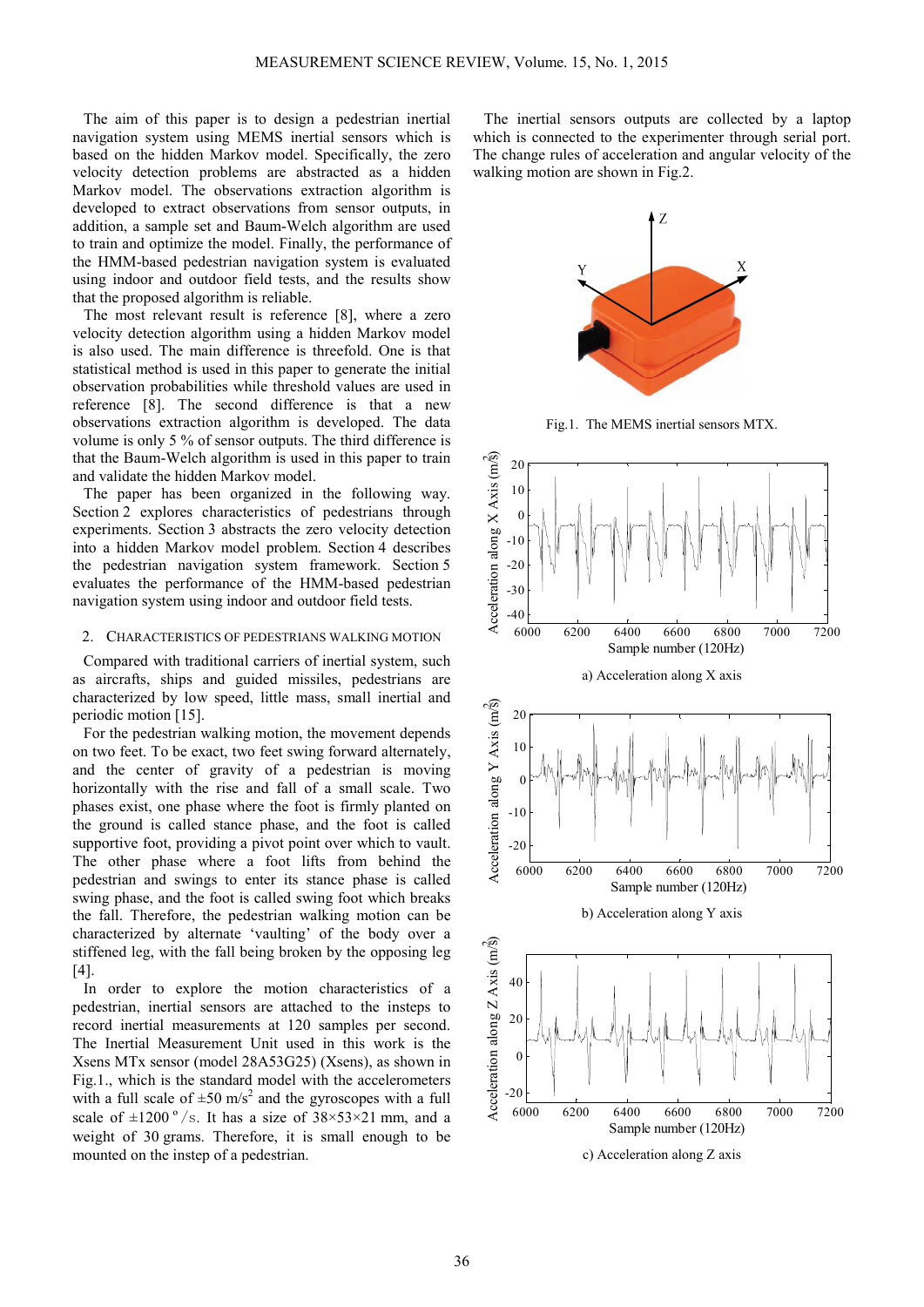The aim of this paper is to design a pedestrian inertial navigation system using MEMS inertial sensors which is based on the hidden Markov model. Specifically, the zero velocity detection problems are abstracted as a hidden Markov model. The observations extraction algorithm is developed to extract observations from sensor outputs, in addition, a sample set and Baum-Welch algorithm are used to train and optimize the model. Finally, the performance of the HMM-based pedestrian navigation system is evaluated using indoor and outdoor field tests, and the results show that the proposed algorithm is reliable.

The most relevant result is reference [8], where a zero velocity detection algorithm using a hidden Markov model is also used. The main difference is threefold. One is that statistical method is used in this paper to generate the initial observation probabilities while threshold values are used in reference [8]. The second difference is that a new observations extraction algorithm is developed. The data volume is only 5 % of sensor outputs. The third difference is that the Baum-Welch algorithm is used in this paper to train and validate the hidden Markov model.

The paper has been organized in the following way. Section 2 explores characteristics of pedestrians through experiments. Section 3 abstracts the zero velocity detection into a hidden Markov model problem. Section 4 describes the pedestrian navigation system framework. Section 5 evaluates the performance of the HMM-based pedestrian navigation system using indoor and outdoor field tests.

## 2. CHARACTERISTICS OF PEDESTRIANS WALKING MOTION

Compared with traditional carriers of inertial system, such as aircrafts, ships and guided missiles, pedestrians are characterized by low speed, little mass, small inertial and periodic motion [15].

For the pedestrian walking motion, the movement depends on two feet. To be exact, two feet swing forward alternately, and the center of gravity of a pedestrian is moving horizontally with the rise and fall of a small scale. Two phases exist, one phase where the foot is firmly planted on the ground is called stance phase, and the foot is called supportive foot, providing a pivot point over which to vault. The other phase where a foot lifts from behind the pedestrian and swings to enter its stance phase is called swing phase, and the foot is called swing foot which breaks the fall. Therefore, the pedestrian walking motion can be characterized by alternate 'vaulting' of the body over a stiffened leg, with the fall being broken by the opposing leg [4].

In order to explore the motion characteristics of a pedestrian, inertial sensors are attached to the insteps to record inertial measurements at 120 samples per second. The Inertial Measurement Unit used in this work is the Xsens MTx sensor (model 28A53G25) (Xsens), as shown in Fig.1., which is the standard model with the accelerometers with a full scale of ±50 m/s$^2$ and the gyroscopes with a full scale of ±1200 °/s. It has a size of 38×53×21 mm, and a weight of 30 grams. Therefore, it is small enough to be mounted on the instep of a pedestrian.

The inertial sensors outputs are collected by a laptop which is connected to the experimenter through serial port. The change rules of acceleration and angular velocity of the walking motion are shown in Fig.2.

Fig.1. The MEMS inertial sensors MTX.

a) Acceleration along X axis

b) Acceleration along Y axis

c) Acceleration along Z axis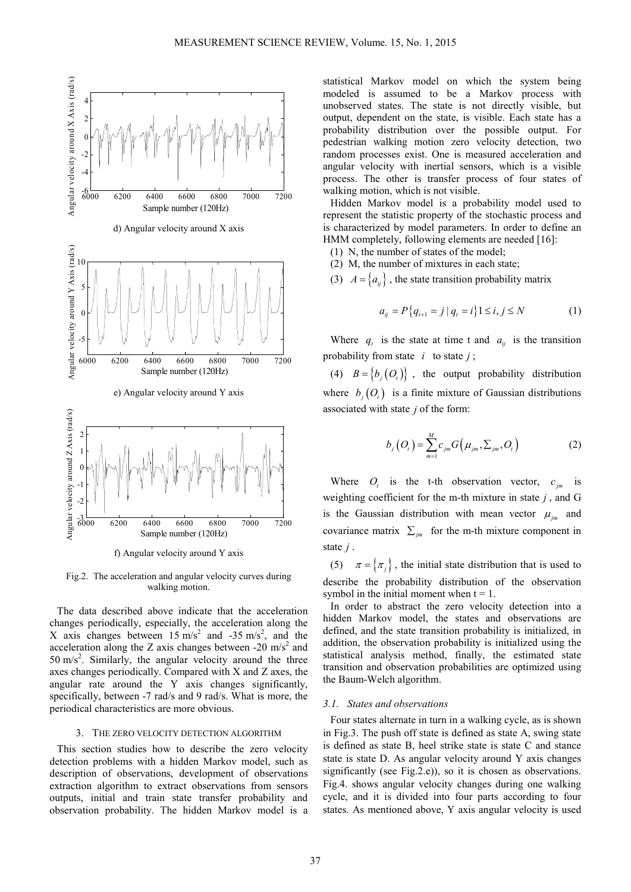d) Angular velocity around X axis

e) Angular velocity around Y axis

f) Angular velocity around Y axis

Fig.2. The acceleration and angular velocity curves during walking motion.

The data described above indicate that the acceleration changes periodically, especially, the acceleration along the X axis changes between 15 m/s$^2$ and -35 m/s$^2$, and the acceleration along the Z axis changes between -20 m/s$^2$ and 50 m/s$^2$. Similarly, the angular velocity around the three axes changes periodically. Compared with X and Z axes, the angular rate around the Y axis changes significantly, specifically, between -7 rad/s and 9 rad/s. What is more, the periodical characteristics are more obvious.

## 3. THE ZERO VELOCITY DETECTION ALGORITHM

This section studies how to describe the zero velocity detection problems with a hidden Markov model, such as description of observations, development of observations extraction algorithm to extract observations from sensors outputs, initial and train state transfer probability and observation probability. The hidden Markov model is a statistical Markov model on which the system being modeled is assumed to be a Markov process with unobserved states. The state is not directly visible, but output, dependent on the state, is visible. Each state has a probability distribution over the possible output. For pedestrian walking motion zero velocity detection, two random processes exist. One is measured acceleration and angular velocity with inertial sensors, which is a visible process. The other is transfer process of four states of walking motion, which is not visible.

Hidden Markov model is a probability model used to represent the statistic property of the stochastic process and is characterized by model parameters. In order to define an HMM completely, following elements are needed [16]:

(1) N, the number of states of the model;

(2) M, the number of mixtures in each state;

(3) $A = \{a_{ij}\}$, the state transition probability matrix

$$a_{ij} = P\{q_{t+1} = j \mid q_t = i\} 1 \le i, j \le N \tag{1}$$

Where $q_t$ is the state at time t and $a_{ij}$ is the transition probability from state $i$ to state $j$;

(4) $B = \{b_j(O_t)\}$, the output probability distribution where $b_j(O_t)$ is a finite mixture of Gaussian distributions associated with state $j$ of the form:

$$b_j(O_t) = \sum_{m=1}^{M} c_{jm} G(\mu_{jm}, \Sigma_{jm}, O_t) \tag{2}$$

Where $O_t$ is the t-th observation vector, $c_{jm}$ is weighting coefficient for the m-th mixture in state $j$, and G is the Gaussian distribution with mean vector $\mu_{jm}$ and covariance matrix $\Sigma_{jm}$ for the m-th mixture component in state $j$.

(5) $\pi = \{\pi_j\}$, the initial state distribution that is used to describe the probability distribution of the observation symbol in the initial moment when t = 1.

In order to abstract the zero velocity detection into a hidden Markov model, the states and observations are defined, and the state transition probability is initialized, in addition, the observation probability is initialized using the statistical analysis method, finally, the estimated state transition and observation probabilities are optimized using the Baum-Welch algorithm.

### 3.1. States and observations

Four states alternate in turn in a walking cycle, as is shown in Fig.3. The push off state is defined as state A, swing state is defined as state B, heel strike state is state C and stance state is state D. As angular velocity around Y axis changes significantly (see Fig.2.e)), so it is chosen as observations. Fig.4. shows angular velocity changes during one walking cycle, and it is divided into four parts according to four states. As mentioned above, Y axis angular velocity is used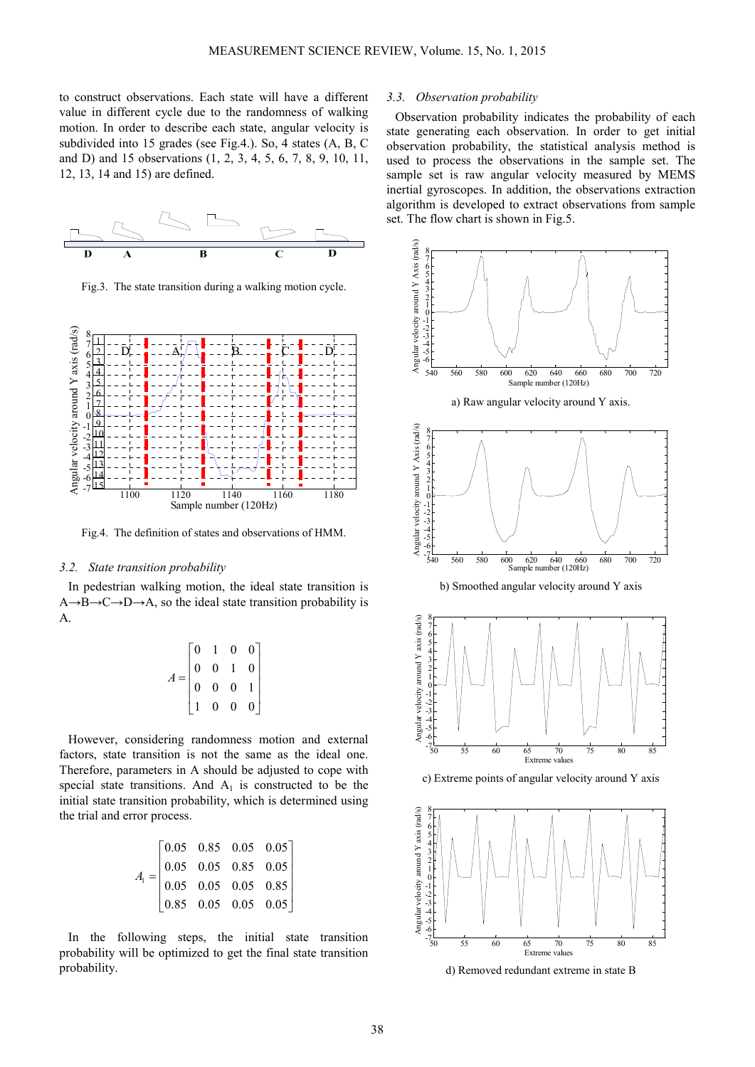to construct observations. Each state will have a different value in different cycle due to the randomness of walking motion. In order to describe each state, angular velocity is subdivided into 15 grades (see Fig.4.). So, 4 states (A, B, C and D) and 15 observations (1, 2, 3, 4, 5, 6, 7, 8, 9, 10, 11, 12, 13, 14 and 15) are defined.

Fig.3. The state transition during a walking motion cycle.

Fig.4. The definition of states and observations of HMM.

### 3.2. *State transition probability*

In pedestrian walking motion, the ideal state transition is A→B→C→D→A, so the ideal state transition probability is A.

$$A = \begin{bmatrix} 0 & 1 & 0 & 0 \\ 0 & 0 & 1 & 0 \\ 0 & 0 & 0 & 1 \\ 1 & 0 & 0 & 0 \end{bmatrix}$$

However, considering randomness motion and external factors, state transition is not the same as the ideal one. Therefore, parameters in A should be adjusted to cope with special state transitions. And $A_1$ is constructed to be the initial state transition probability, which is determined using the trial and error process.

$$A_1 = \begin{bmatrix} 0.05 & 0.85 & 0.05 & 0.05 \\ 0.05 & 0.05 & 0.85 & 0.05 \\ 0.05 & 0.05 & 0.05 & 0.85 \\ 0.85 & 0.05 & 0.05 & 0.05 \end{bmatrix}$$

In the following steps, the initial state transition probability will be optimized to get the final state transition probability.

### 3.3. *Observation probability*

Observation probability indicates the probability of each state generating each observation. In order to get initial observation probability, the statistical analysis method is used to process the observations in the sample set. The sample set is raw angular velocity measured by MEMS inertial gyroscopes. In addition, the observations extraction algorithm is developed to extract observations from sample set. The flow chart is shown in Fig.5.

a) Raw angular velocity around Y axis.

b) Smoothed angular velocity around Y axis

c) Extreme points of angular velocity around Y axis

d) Removed redundant extreme in state B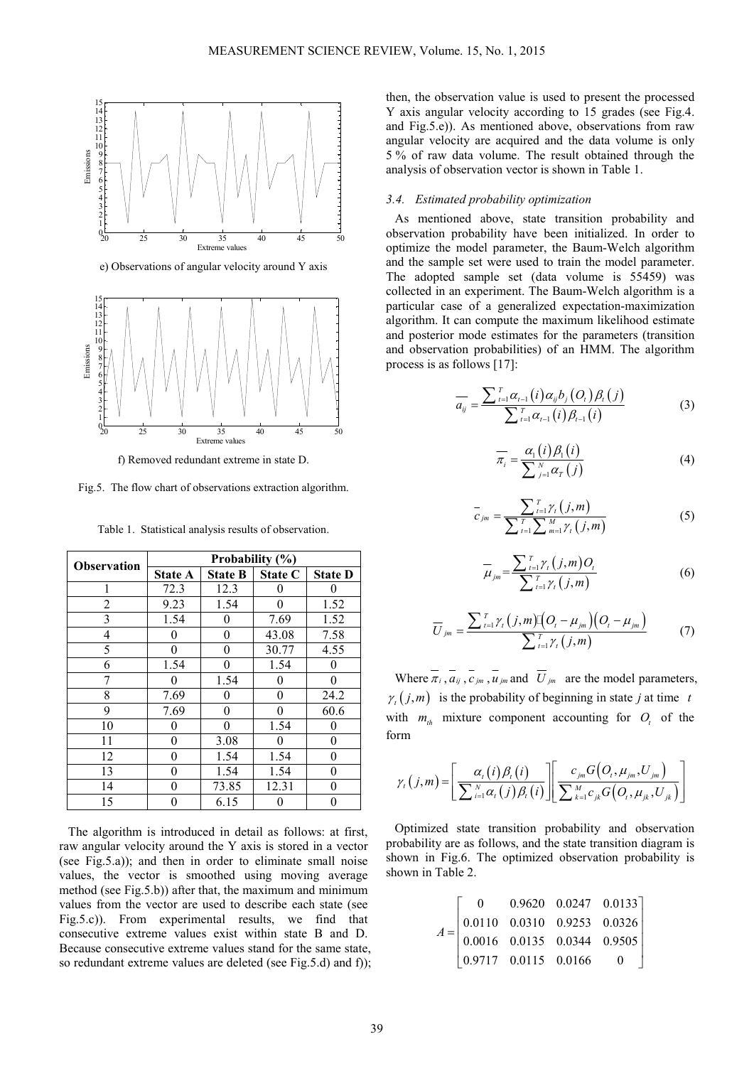e) Observations of angular velocity around Y axis

f) Removed redundant extreme in state D.

Fig.5. The flow chart of observations extraction algorithm.

Table 1. Statistical analysis results of observation.

| Observation | Probability (%) | | | |
|---|---|---|---|---|
| | State A | State B | State C | State D |
| 1 | 72.3 | 12.3 | 0 | 0 |
| 2 | 9.23 | 1.54 | 0 | 1.52 |
| 3 | 1.54 | 0 | 7.69 | 1.52 |
| 4 | 0 | 0 | 43.08 | 7.58 |
| 5 | 0 | 0 | 30.77 | 4.55 |
| 6 | 1.54 | 0 | 1.54 | 0 |
| 7 | 0 | 1.54 | 0 | 0 |
| 8 | 7.69 | 0 | 0 | 24.2 |
| 9 | 7.69 | 0 | 0 | 60.6 |
| 10 | 0 | 0 | 1.54 | 0 |
| 11 | 0 | 3.08 | 0 | 0 |
| 12 | 0 | 1.54 | 1.54 | 0 |
| 13 | 0 | 1.54 | 1.54 | 0 |
| 14 | 0 | 73.85 | 12.31 | 0 |
| 15 | 0 | 6.15 | 0 | 0 |

The algorithm is introduced in detail as follows: at first, raw angular velocity around the Y axis is stored in a vector (see Fig.5.a)); and then in order to eliminate small noise values, the vector is smoothed using moving average method (see Fig.5.b)) after that, the maximum and minimum values from the vector are used to describe each state (see Fig.5.c)). From experimental results, we find that consecutive extreme values exist within state B and D. Because consecutive extreme values stand for the same state, so redundant extreme values are deleted (see Fig.5.d) and f)); then, the observation value is used to present the processed Y axis angular velocity according to 15 grades (see Fig.4. and Fig.5.e)). As mentioned above, observations from raw angular velocity are acquired and the data volume is only 5 % of raw data volume. The result obtained through the analysis of observation vector is shown in Table 1.

### 3.4. Estimated probability optimization

As mentioned above, state transition probability and observation probability have been initialized. In order to optimize the model parameter, the Baum-Welch algorithm and the sample set were used to train the model parameter. The adopted sample set (data volume is 55459) was collected in an experiment. The Baum-Welch algorithm is a particular case of a generalized expectation-maximization algorithm. It can compute the maximum likelihood estimate and posterior mode estimates for the parameters (transition and observation probabilities) of an HMM. The algorithm process is as follows [17]:

$$\overline{a_{ij}} = \frac{\sum_{t=1}^{T} \alpha_{t-1}(i)\alpha_{ij} b_j(O_t)\beta_t(j)}{\sum_{t=1}^{T} \alpha_{t-1}(i)\beta_{t-1}(i)} \tag{3}$$

$$\overline{\pi_i} = \frac{\alpha_1(i)\beta_1(i)}{\sum_{j=1}^{N} \alpha_T(j)} \tag{4}$$

$$\overline{c}_{jm} = \frac{\sum_{t=1}^{T} \gamma_t(j,m)}{\sum_{t=1}^{T}\sum_{m=1}^{M} \gamma_t(j,m)} \tag{5}$$

$$\overline{\mu}_{jm} = \frac{\sum_{t=1}^{T} \gamma_t(j,m) O_t}{\sum_{t=1}^{T} \gamma_t(j,m)} \tag{6}$$

$$\overline{U}_{jm} = \frac{\sum_{t=1}^{T} \gamma_t(j,m) \cdot (O_t - \mu_{jm})(O_t - \mu_{jm})}{\sum_{t=1}^{T} \gamma_t(j,m)} \tag{7}$$

Where $\overline{\pi}_i$, $\overline{a}_{ij}$, $\overline{c}_{jm}$, $\overline{u}_{jm}$ and $\overline{U}_{jm}$ are the model parameters, $\gamma_t(j,m)$ is the probability of beginning in state *j* at time $t$ with $m_{th}$ mixture component accounting for $O_t$ of the form

$$\gamma_t(j,m) = \left[\frac{\alpha_t(i)\beta_t(i)}{\sum_{i=1}^{N} \alpha_t(j)\beta_t(i)}\right]\left[\frac{c_{jm} G(O_t, \mu_{jm}, U_{jm})}{\sum_{k=1}^{M} c_{jk} G(O_t, \mu_{jk}, U_{jk})}\right]$$

Optimized state transition probability and observation probability are as follows, and the state transition diagram is shown in Fig.6. The optimized observation probability is shown in Table 2.

$$A = \begin{bmatrix} 0 & 0.9620 & 0.0247 & 0.0133 \\ 0.0110 & 0.0310 & 0.9253 & 0.0326 \\ 0.0016 & 0.0135 & 0.0344 & 0.9505 \\ 0.9717 & 0.0115 & 0.0166 & 0 \end{bmatrix}$$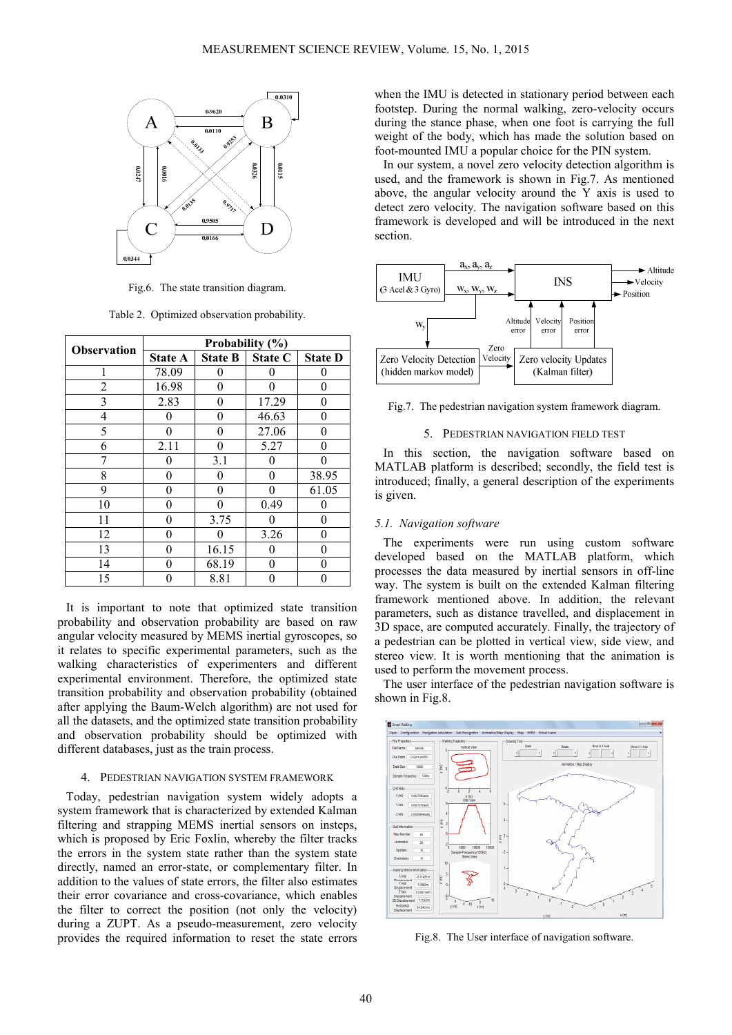Fig.6. The state transition diagram.

Table 2. Optimized observation probability.

| Observation | Probability (%) | | | |
|---|---|---|---|---|
| | State A | State B | State C | State D |
| 1 | 78.09 | 0 | 0 | 0 |
| 2 | 16.98 | 0 | 0 | 0 |
| 3 | 2.83 | 0 | 17.29 | 0 |
| 4 | 0 | 0 | 46.63 | 0 |
| 5 | 0 | 0 | 27.06 | 0 |
| 6 | 2.11 | 0 | 5.27 | 0 |
| 7 | 0 | 3.1 | 0 | 0 |
| 8 | 0 | 0 | 0 | 38.95 |
| 9 | 0 | 0 | 0 | 61.05 |
| 10 | 0 | 0 | 0.49 | 0 |
| 11 | 0 | 3.75 | 0 | 0 |
| 12 | 0 | 0 | 3.26 | 0 |
| 13 | 0 | 16.15 | 0 | 0 |
| 14 | 0 | 68.19 | 0 | 0 |
| 15 | 0 | 8.81 | 0 | 0 |

It is important to note that optimized state transition probability and observation probability are based on raw angular velocity measured by MEMS inertial gyroscopes, so it relates to specific experimental parameters, such as the walking characteristics of experimenters and different experimental environment. Therefore, the optimized state transition probability and observation probability (obtained after applying the Baum-Welch algorithm) are not used for all the datasets, and the optimized state transition probability and observation probability should be optimized with different databases, just as the train process.

## 4. PEDESTRIAN NAVIGATION SYSTEM FRAMEWORK

Today, pedestrian navigation system widely adopts a system framework that is characterized by extended Kalman filtering and strapping MEMS inertial sensors on insteps, which is proposed by Eric Foxlin, whereby the filter tracks the errors in the system state rather than the system state directly, named an error-state, or complementary filter. In addition to the values of state errors, the filter also estimates their error covariance and cross-covariance, which enables the filter to correct the position (not only the velocity) during a ZUPT. As a pseudo-measurement, zero velocity provides the required information to reset the state errors when the IMU is detected in stationary period between each footstep. During the normal walking, zero-velocity occurs during the stance phase, when one foot is carrying the full weight of the body, which has made the solution based on foot-mounted IMU a popular choice for the PIN system.

In our system, a novel zero velocity detection algorithm is used, and the framework is shown in Fig.7. As mentioned above, the angular velocity around the Y axis is used to detect zero velocity. The navigation software based on this framework is developed and will be introduced in the next section.

Fig.7. The pedestrian navigation system framework diagram.

## 5. PEDESTRIAN NAVIGATION FIELD TEST

In this section, the navigation software based on MATLAB platform is described; secondly, the field test is introduced; finally, a general description of the experiments is given.

### 5.1. *Navigation software*

The experiments were run using custom software developed based on the MATLAB platform, which processes the data measured by inertial sensors in off-line way. The system is built on the extended Kalman filtering framework mentioned above. In addition, the relevant parameters, such as distance travelled, and displacement in 3D space, are computed accurately. Finally, the trajectory of a pedestrian can be plotted in vertical view, side view, and stereo view. It is worth mentioning that the animation is used to perform the movement process.

The user interface of the pedestrian navigation software is shown in Fig.8.

Fig.8. The User interface of navigation software.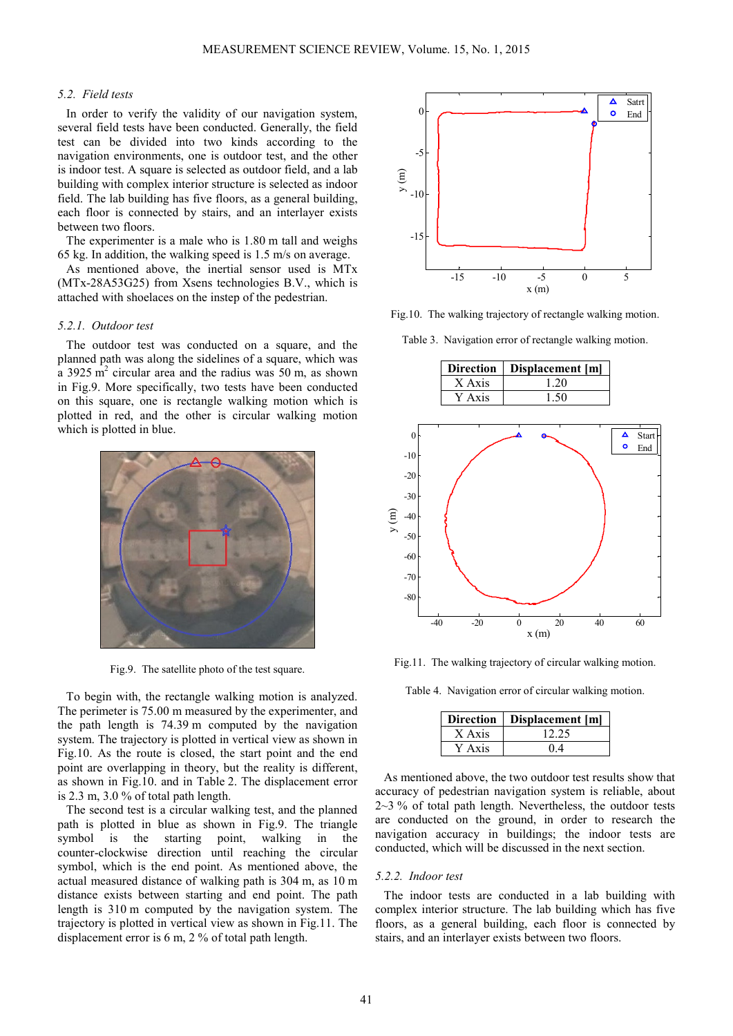### 5.2. Field tests

In order to verify the validity of our navigation system, several field tests have been conducted. Generally, the field test can be divided into two kinds according to the navigation environments, one is outdoor test, and the other is indoor test. A square is selected as outdoor field, and a lab building with complex interior structure is selected as indoor field. The lab building has five floors, as a general building, each floor is connected by stairs, and an interlayer exists between two floors.

The experimenter is a male who is 1.80 m tall and weighs 65 kg. In addition, the walking speed is 1.5 m/s on average.

As mentioned above, the inertial sensor used is MTx (MTx-28A53G25) from Xsens technologies B.V., which is attached with shoelaces on the instep of the pedestrian.

#### 5.2.1. Outdoor test

The outdoor test was conducted on a square, and the planned path was along the sidelines of a square, which was a 3925 $m^2$ circular area and the radius was 50 m, as shown in Fig.9. More specifically, two tests have been conducted on this square, one is rectangle walking motion which is plotted in red, and the other is circular walking motion which is plotted in blue.

Fig.9. The satellite photo of the test square.

To begin with, the rectangle walking motion is analyzed. The perimeter is 75.00 m measured by the experimenter, and the path length is 74.39 m computed by the navigation system. The trajectory is plotted in vertical view as shown in Fig.10. As the route is closed, the start point and the end point are overlapping in theory, but the reality is different, as shown in Fig.10. and in Table 2. The displacement error is 2.3 m, 3.0 % of total path length.

The second test is a circular walking test, and the planned path is plotted in blue as shown in Fig.9. The triangle symbol is the starting point, walking in the counter-clockwise direction until reaching the circular symbol, which is the end point. As mentioned above, the actual measured distance of walking path is 304 m, as 10 m distance exists between starting and end point. The path length is 310 m computed by the navigation system. The trajectory is plotted in vertical view as shown in Fig.11. The displacement error is 6 m, 2 % of total path length.

Fig.10. The walking trajectory of rectangle walking motion.

Table 3. Navigation error of rectangle walking motion.

| Direction | Displacement [m] |
|---|---|
| X Axis | 1.20 |
| Y Axis | 1.50 |

Fig.11. The walking trajectory of circular walking motion.

Table 4. Navigation error of circular walking motion.

| Direction | Displacement [m] |
|---|---|
| X Axis | 12.25 |
| Y Axis | 0.4 |

As mentioned above, the two outdoor test results show that accuracy of pedestrian navigation system is reliable, about 2~3 % of total path length. Nevertheless, the outdoor tests are conducted on the ground, in order to research the navigation accuracy in buildings; the indoor tests are conducted, which will be discussed in the next section.

#### 5.2.2. Indoor test

The indoor tests are conducted in a lab building with complex interior structure. The lab building which has five floors, as a general building, each floor is connected by stairs, and an interlayer exists between two floors.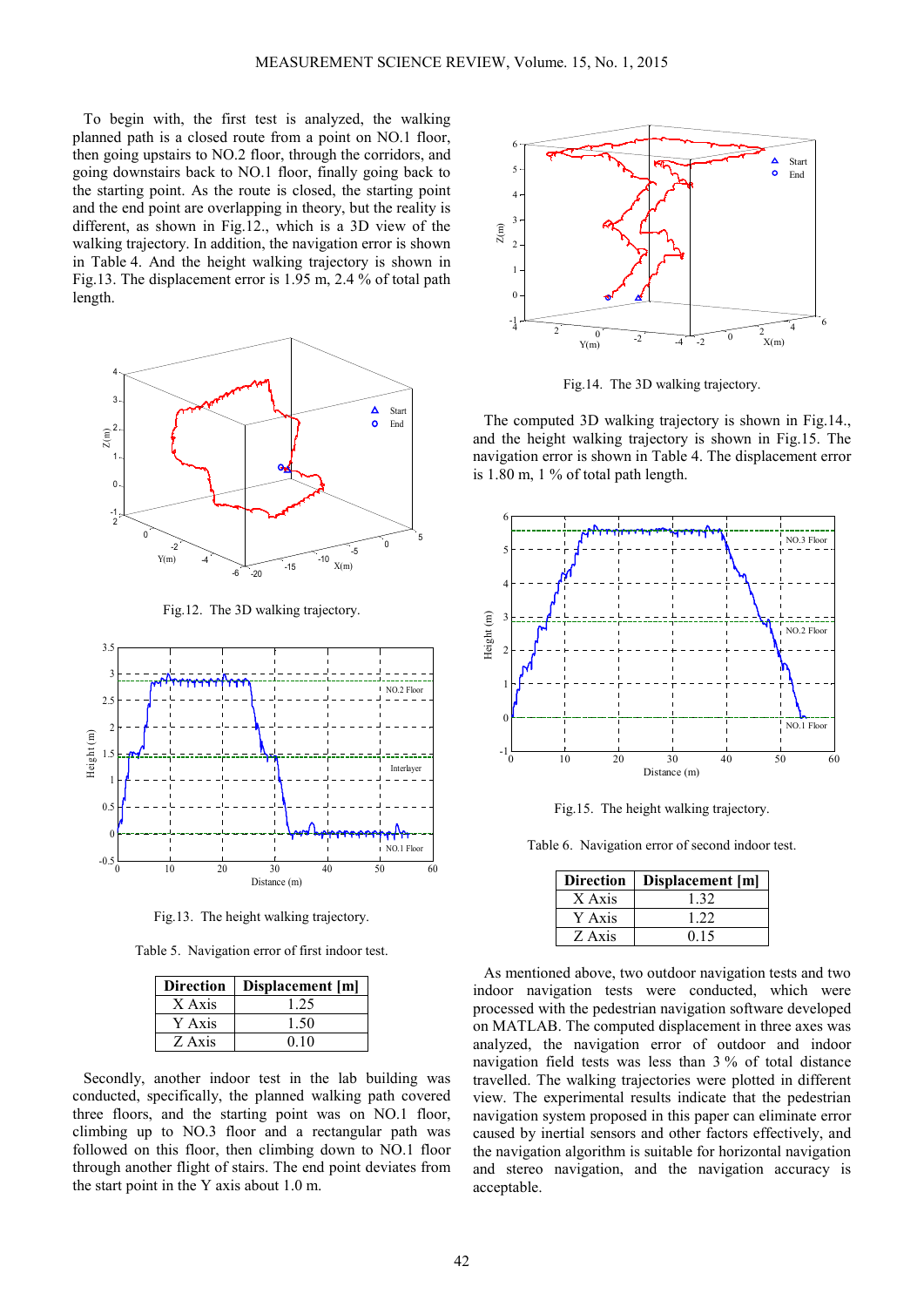To begin with, the first test is analyzed, the walking planned path is a closed route from a point on NO.1 floor, then going upstairs to NO.2 floor, through the corridors, and going downstairs back to NO.1 floor, finally going back to the starting point. As the route is closed, the starting point and the end point are overlapping in theory, but the reality is different, as shown in Fig.12., which is a 3D view of the walking trajectory. In addition, the navigation error is shown in Table 4. And the height walking trajectory is shown in Fig.13. The displacement error is 1.95 m, 2.4 % of total path length.

Fig.12. The 3D walking trajectory.

Fig.13. The height walking trajectory.

Table 5. Navigation error of first indoor test.

| Direction | Displacement [m] |
|---|---|
| X Axis | 1.25 |
| Y Axis | 1.50 |
| Z Axis | 0.10 |

Secondly, another indoor test in the lab building was conducted, specifically, the planned walking path covered three floors, and the starting point was on NO.1 floor, climbing up to NO.3 floor and a rectangular path was followed on this floor, then climbing down to NO.1 floor through another flight of stairs. The end point deviates from the start point in the Y axis about 1.0 m.

Fig.14. The 3D walking trajectory.

The computed 3D walking trajectory is shown in Fig.14., and the height walking trajectory is shown in Fig.15. The navigation error is shown in Table 4. The displacement error is 1.80 m, 1 % of total path length.

Fig.15. The height walking trajectory.

Table 6. Navigation error of second indoor test.

| Direction | Displacement [m] |
|---|---|
| X Axis | 1.32 |
| Y Axis | 1.22 |
| Z Axis | 0.15 |

As mentioned above, two outdoor navigation tests and two indoor navigation tests were conducted, which were processed with the pedestrian navigation software developed on MATLAB. The computed displacement in three axes was analyzed, the navigation error of outdoor and indoor navigation field tests was less than 3 % of total distance travelled. The walking trajectories were plotted in different view. The experimental results indicate that the pedestrian navigation system proposed in this paper can eliminate error caused by inertial sensors and other factors effectively, and the navigation algorithm is suitable for horizontal navigation and stereo navigation, and the navigation accuracy is acceptable.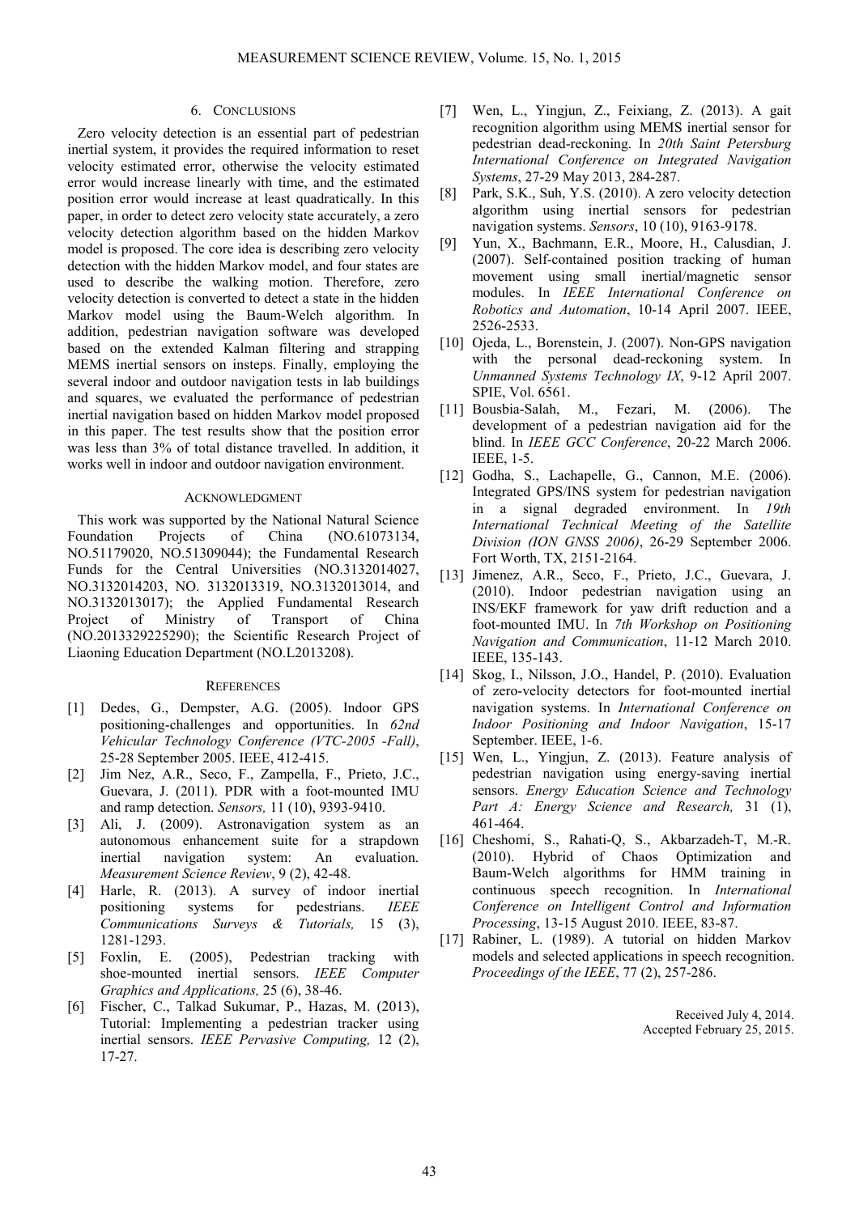## 6. CONCLUSIONS

Zero velocity detection is an essential part of pedestrian inertial system, it provides the required information to reset velocity estimated error, otherwise the velocity estimated error would increase linearly with time, and the estimated position error would increase at least quadratically. In this paper, in order to detect zero velocity state accurately, a zero velocity detection algorithm based on the hidden Markov model is proposed. The core idea is describing zero velocity detection with the hidden Markov model, and four states are used to describe the walking motion. Therefore, zero velocity detection is converted to detect a state in the hidden Markov model using the Baum-Welch algorithm. In addition, pedestrian navigation software was developed based on the extended Kalman filtering and strapping MEMS inertial sensors on insteps. Finally, employing the several indoor and outdoor navigation tests in lab buildings and squares, we evaluated the performance of pedestrian inertial navigation based on hidden Markov model proposed in this paper. The test results show that the position error was less than 3% of total distance travelled. In addition, it works well in indoor and outdoor navigation environment.

## ACKNOWLEDGMENT

This work was supported by the National Natural Science Foundation Projects of China (NO.61073134, NO.51179020, NO.51309044); the Fundamental Research Funds for the Central Universities (NO.3132014027, NO.3132014203, NO. 3132013319, NO.3132013014, and NO.3132013017); the Applied Fundamental Research Project of Ministry of Transport of China (NO.2013329225290); the Scientific Research Project of Liaoning Education Department (NO.L2013208).

## REFERENCES

[1] Dedes, G., Dempster, A.G. (2005). Indoor GPS positioning-challenges and opportunities. In *62nd Vehicular Technology Conference (VTC-2005 -Fall)*, 25-28 September 2005. IEEE, 412-415.

[2] Jim Nez, A.R., Seco, F., Zampella, F., Prieto, J.C., Guevara, J. (2011). PDR with a foot-mounted IMU and ramp detection. *Sensors,* 11 (10), 9393-9410.

[3] Ali, J. (2009). Astronavigation system as an autonomous enhancement suite for a strapdown inertial navigation system: An evaluation. *Measurement Science Review*, 9 (2), 42-48.

[4] Harle, R. (2013). A survey of indoor inertial positioning systems for pedestrians. *IEEE Communications Surveys & Tutorials,* 15 (3), 1281-1293.

[5] Foxlin, E. (2005), Pedestrian tracking with shoe-mounted inertial sensors. *IEEE Computer Graphics and Applications,* 25 (6), 38-46.

[6] Fischer, C., Talkad Sukumar, P., Hazas, M. (2013), Tutorial: Implementing a pedestrian tracker using inertial sensors. *IEEE Pervasive Computing,* 12 (2), 17-27.

[7] Wen, L., Yingjun, Z., Feixiang, Z. (2013). A gait recognition algorithm using MEMS inertial sensor for pedestrian dead-reckoning. In *20th Saint Petersburg International Conference on Integrated Navigation Systems*, 27-29 May 2013, 284-287.

[8] Park, S.K., Suh, Y.S. (2010). A zero velocity detection algorithm using inertial sensors for pedestrian navigation systems. *Sensors*, 10 (10), 9163-9178.

[9] Yun, X., Bachmann, E.R., Moore, H., Calusdian, J. (2007). Self-contained position tracking of human movement using small inertial/magnetic sensor modules. In *IEEE International Conference on Robotics and Automation*, 10-14 April 2007. IEEE, 2526-2533.

[10] Ojeda, L., Borenstein, J. (2007). Non-GPS navigation with the personal dead-reckoning system. In *Unmanned Systems Technology IX*, 9-12 April 2007. SPIE, Vol. 6561.

[11] Bousbia-Salah, M., Fezari, M. (2006). The development of a pedestrian navigation aid for the blind. In *IEEE GCC Conference*, 20-22 March 2006. IEEE, 1-5.

[12] Godha, S., Lachapelle, G., Cannon, M.E. (2006). Integrated GPS/INS system for pedestrian navigation in a signal degraded environment. In *19th International Technical Meeting of the Satellite Division (ION GNSS 2006)*, 26-29 September 2006. Fort Worth, TX, 2151-2164.

[13] Jimenez, A.R., Seco, F., Prieto, J.C., Guevara, J. (2010). Indoor pedestrian navigation using an INS/EKF framework for yaw drift reduction and a foot-mounted IMU. In *7th Workshop on Positioning Navigation and Communication*, 11-12 March 2010. IEEE, 135-143.

[14] Skog, I., Nilsson, J.O., Handel, P. (2010). Evaluation of zero-velocity detectors for foot-mounted inertial navigation systems. In *International Conference on Indoor Positioning and Indoor Navigation*, 15-17 September. IEEE, 1-6.

[15] Wen, L., Yingjun, Z. (2013). Feature analysis of pedestrian navigation using energy-saving inertial sensors. *Energy Education Science and Technology Part A: Energy Science and Research,* 31 (1), 461-464.

[16] Cheshomi, S., Rahati-Q, S., Akbarzadeh-T, M.-R. (2010). Hybrid of Chaos Optimization and Baum-Welch algorithms for HMM training in continuous speech recognition. In *International Conference on Intelligent Control and Information Processing*, 13-15 August 2010. IEEE, 83-87.

[17] Rabiner, L. (1989). A tutorial on hidden Markov models and selected applications in speech recognition. *Proceedings of the IEEE*, 77 (2), 257-286.

Received July 4, 2014.
Accepted February 25, 2015.